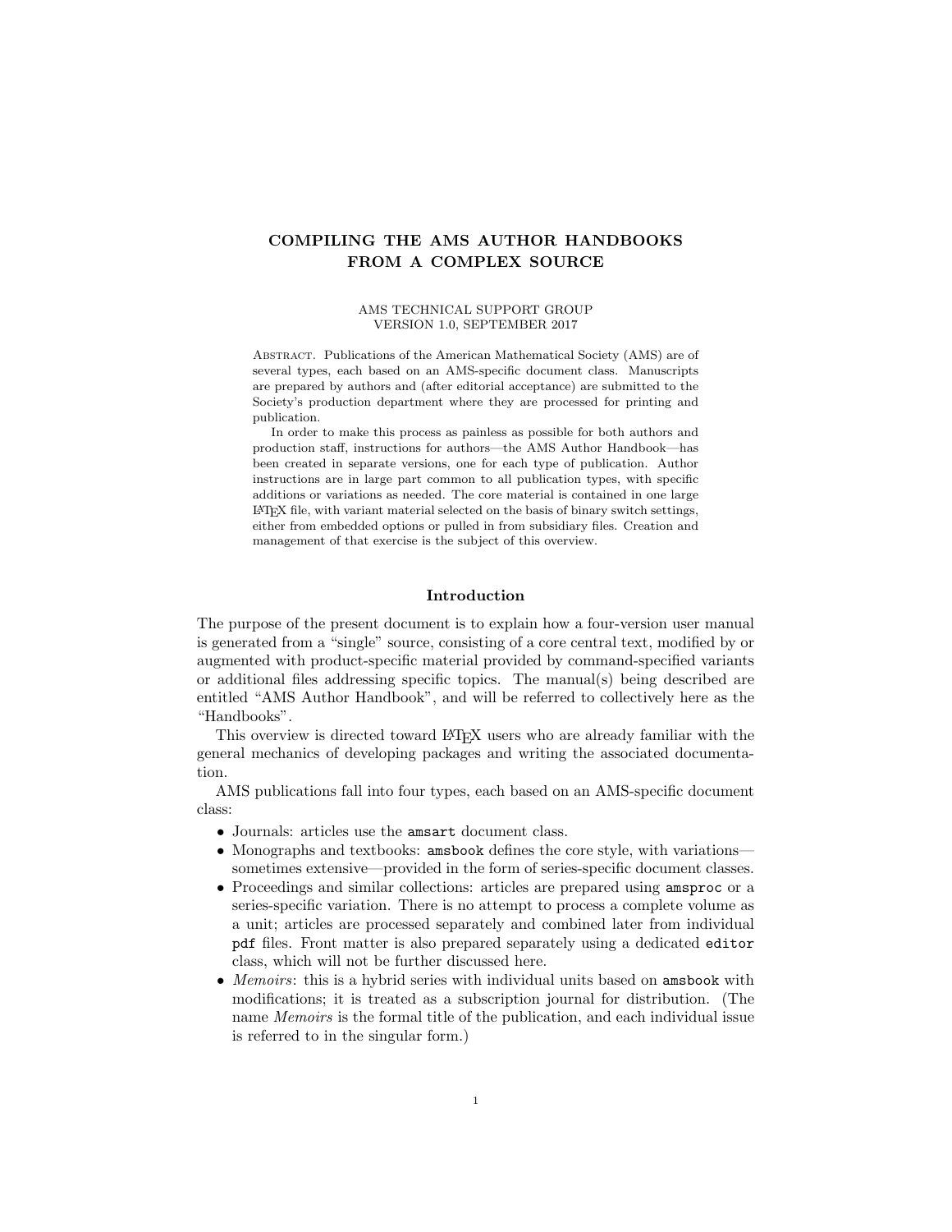# COMPILING THE AMS AUTHOR HANDBOOKS FROM A COMPLEX SOURCE

AMS TECHNICAL SUPPORT GROUP
VERSION 1.0, SEPTEMBER 2017

Abstract. Publications of the American Mathematical Society (AMS) are of several types, each based on an AMS-specific document class. Manuscripts are prepared by authors and (after editorial acceptance) are submitted to the Society's production department where they are processed for printing and publication.

In order to make this process as painless as possible for both authors and production staff, instructions for authors—the AMS Author Handbook—has been created in separate versions, one for each type of publication. Author instructions are in large part common to all publication types, with specific additions or variations as needed. The core material is contained in one large LaTeX file, with variant material selected on the basis of binary switch settings, either from embedded options or pulled in from subsidiary files. Creation and management of that exercise is the subject of this overview.

## Introduction

The purpose of the present document is to explain how a four-version user manual is generated from a "single" source, consisting of a core central text, modified by or augmented with product-specific material provided by command-specified variants or additional files addressing specific topics. The manual(s) being described are entitled "AMS Author Handbook", and will be referred to collectively here as the "Handbooks".

This overview is directed toward LaTeX users who are already familiar with the general mechanics of developing packages and writing the associated documentation.

AMS publications fall into four types, each based on an AMS-specific document class:

- Journals: articles use the `amsart` document class.
- Monographs and textbooks: `amsbook` defines the core style, with variations—sometimes extensive—provided in the form of series-specific document classes.
- Proceedings and similar collections: articles are prepared using `amsproc` or a series-specific variation. There is no attempt to process a complete volume as a unit; articles are processed separately and combined later from individual `pdf` files. Front matter is also prepared separately using a dedicated `editor` class, which will not be further discussed here.
- *Memoirs*: this is a hybrid series with individual units based on `amsbook` with modifications; it is treated as a subscription journal for distribution. (The name *Memoirs* is the formal title of the publication, and each individual issue is referred to in the singular form.)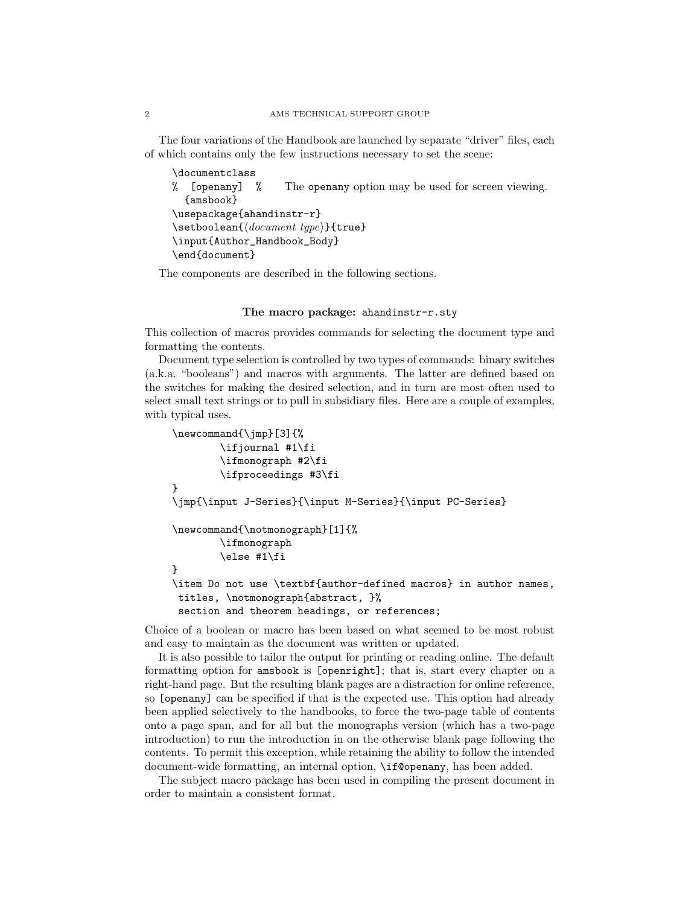The four variations of the Handbook are launched by separate "driver" files, each of which contains only the few instructions necessary to set the scene:

```
\documentclass
%  [openany]  %      The openany option may be used for screen viewing.
  {amsbook}
\usepackage{ahandinstr-r}
\setboolean{⟨document type⟩}{true}
\input{Author_Handbook_Body}
\end{document}
```

The components are described in the following sections.

### The macro package: `ahandinstr-r.sty`

This collection of macros provides commands for selecting the document type and formatting the contents.

Document type selection is controlled by two types of commands: binary switches (a.k.a. "booleans") and macros with arguments. The latter are defined based on the switches for making the desired selection, and in turn are most often used to select small text strings or to pull in subsidiary files. Here are a couple of examples, with typical uses.

```
\newcommand{\jmp}[3]{%
        \ifjournal #1\fi
        \ifmonograph #2\fi
        \ifproceedings #3\fi
}
\jmp{\input J-Series}{\input M-Series}{\input PC-Series}

\newcommand{\notmonograph}[1]{%
        \ifmonograph
        \else #1\fi
}
\item Do not use \textbf{author-defined macros} in author names,
 titles, \notmonograph{abstract, }%
 section and theorem headings, or references;
```

Choice of a boolean or macro has been based on what seemed to be most robust and easy to maintain as the document was written or updated.

It is also possible to tailor the output for printing or reading online. The default formatting option for `amsbook` is `[openright]`; that is, start every chapter on a right-hand page. But the resulting blank pages are a distraction for online reference, so `[openany]` can be specified if that is the expected use. This option had already been applied selectively to the handbooks, to force the two-page table of contents onto a page span, and for all but the monographs version (which has a two-page introduction) to run the introduction in on the otherwise blank page following the contents. To permit this exception, while retaining the ability to follow the intended document-wide formatting, an internal option, `\if@openany`, has been added.

The subject macro package has been used in compiling the present document in order to maintain a consistent format.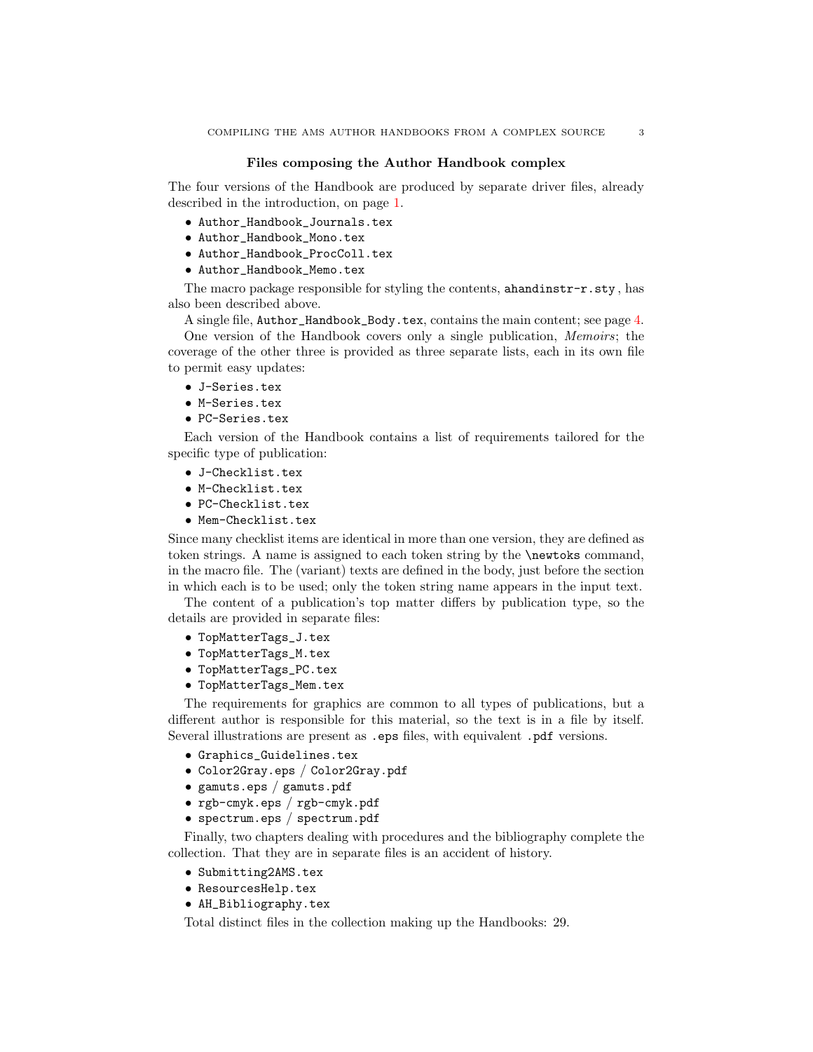## Files composing the Author Handbook complex

The four versions of the Handbook are produced by separate driver files, already described in the introduction, on page 1.

- `Author_Handbook_Journals.tex`
- `Author_Handbook_Mono.tex`
- `Author_Handbook_ProcColl.tex`
- `Author_Handbook_Memo.tex`

The macro package responsible for styling the contents, `ahandinstr-r.sty`, has also been described above.

A single file, `Author_Handbook_Body.tex`, contains the main content; see page 4.

One version of the Handbook covers only a single publication, *Memoirs*; the coverage of the other three is provided as three separate lists, each in its own file to permit easy updates:

- `J-Series.tex`
- `M-Series.tex`
- `PC-Series.tex`

Each version of the Handbook contains a list of requirements tailored for the specific type of publication:

- `J-Checklist.tex`
- `M-Checklist.tex`
- `PC-Checklist.tex`
- `Mem-Checklist.tex`

Since many checklist items are identical in more than one version, they are defined as token strings. A name is assigned to each token string by the `\newtoks` command, in the macro file. The (variant) texts are defined in the body, just before the section in which each is to be used; only the token string name appears in the input text.

The content of a publication's top matter differs by publication type, so the details are provided in separate files:

- `TopMatterTags_J.tex`
- `TopMatterTags_M.tex`
- `TopMatterTags_PC.tex`
- `TopMatterTags_Mem.tex`

The requirements for graphics are common to all types of publications, but a different author is responsible for this material, so the text is in a file by itself. Several illustrations are present as `.eps` files, with equivalent `.pdf` versions.

- `Graphics_Guidelines.tex`
- `Color2Gray.eps` / `Color2Gray.pdf`
- `gamuts.eps` / `gamuts.pdf`
- `rgb-cmyk.eps` / `rgb-cmyk.pdf`
- `spectrum.eps` / `spectrum.pdf`

Finally, two chapters dealing with procedures and the bibliography complete the collection. That they are in separate files is an accident of history.

- `Submitting2AMS.tex`
- `ResourcesHelp.tex`
- `AH_Bibliography.tex`

Total distinct files in the collection making up the Handbooks: 29.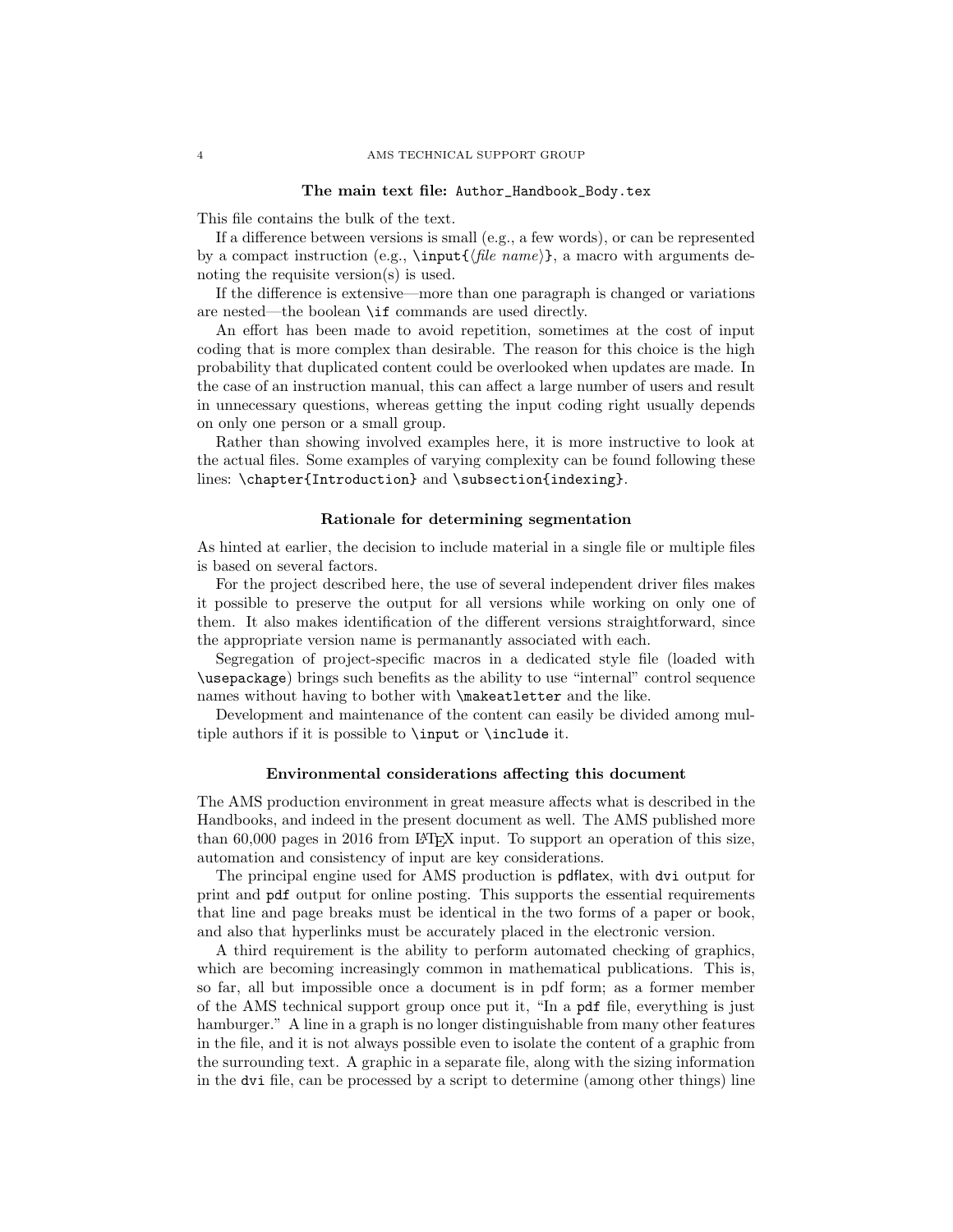### The main text file: `Author_Handbook_Body.tex`

This file contains the bulk of the text.

If a difference between versions is small (e.g., a few words), or can be represented by a compact instruction (e.g., `\input{`⟨*file name*⟩`}`, a macro with arguments denoting the requisite version(s) is used.

If the difference is extensive—more than one paragraph is changed or variations are nested—the boolean `\if` commands are used directly.

An effort has been made to avoid repetition, sometimes at the cost of input coding that is more complex than desirable. The reason for this choice is the high probability that duplicated content could be overlooked when updates are made. In the case of an instruction manual, this can affect a large number of users and result in unnecessary questions, whereas getting the input coding right usually depends on only one person or a small group.

Rather than showing involved examples here, it is more instructive to look at the actual files. Some examples of varying complexity can be found following these lines: `\chapter{Introduction}` and `\subsection{indexing}`.

### Rationale for determining segmentation

As hinted at earlier, the decision to include material in a single file or multiple files is based on several factors.

For the project described here, the use of several independent driver files makes it possible to preserve the output for all versions while working on only one of them. It also makes identification of the different versions straightforward, since the appropriate version name is permanantly associated with each.

Segregation of project-specific macros in a dedicated style file (loaded with `\usepackage`) brings such benefits as the ability to use "internal" control sequence names without having to bother with `\makeatletter` and the like.

Development and maintenance of the content can easily be divided among multiple authors if it is possible to `\input` or `\include` it.

### Environmental considerations affecting this document

The AMS production environment in great measure affects what is described in the Handbooks, and indeed in the present document as well. The AMS published more than 60,000 pages in 2016 from LaTeX input. To support an operation of this size, automation and consistency of input are key considerations.

The principal engine used for AMS production is pdflatex, with dvi output for print and pdf output for online posting. This supports the essential requirements that line and page breaks must be identical in the two forms of a paper or book, and also that hyperlinks must be accurately placed in the electronic version.

A third requirement is the ability to perform automated checking of graphics, which are becoming increasingly common in mathematical publications. This is, so far, all but impossible once a document is in pdf form; as a former member of the AMS technical support group once put it, "In a pdf file, everything is just hamburger." A line in a graph is no longer distinguishable from many other features in the file, and it is not always possible even to isolate the content of a graphic from the surrounding text. A graphic in a separate file, along with the sizing information in the dvi file, can be processed by a script to determine (among other things) line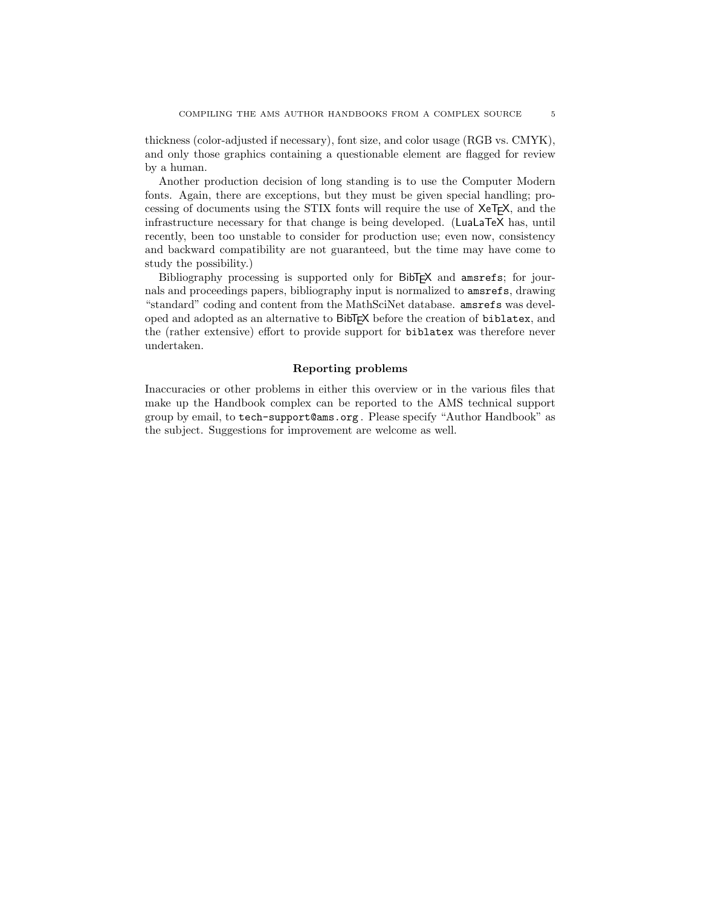thickness (color-adjusted if necessary), font size, and color usage (RGB vs. CMYK), and only those graphics containing a questionable element are flagged for review by a human.

Another production decision of long standing is to use the Computer Modern fonts. Again, there are exceptions, but they must be given special handling; processing of documents using the STIX fonts will require the use of XeTEX, and the infrastructure necessary for that change is being developed. (LuaLaTeX has, until recently, been too unstable to consider for production use; even now, consistency and backward compatibility are not guaranteed, but the time may have come to study the possibility.)

Bibliography processing is supported only for BibTEX and `amsrefs`; for journals and proceedings papers, bibliography input is normalized to `amsrefs`, drawing "standard" coding and content from the MathSciNet database. `amsrefs` was developed and adopted as an alternative to BibTEX before the creation of `biblatex`, and the (rather extensive) effort to provide support for `biblatex` was therefore never undertaken.

## Reporting problems

Inaccuracies or other problems in either this overview or in the various files that make up the Handbook complex can be reported to the AMS technical support group by email, to `tech-support@ams.org`. Please specify "Author Handbook" as the subject. Suggestions for improvement are welcome as well.